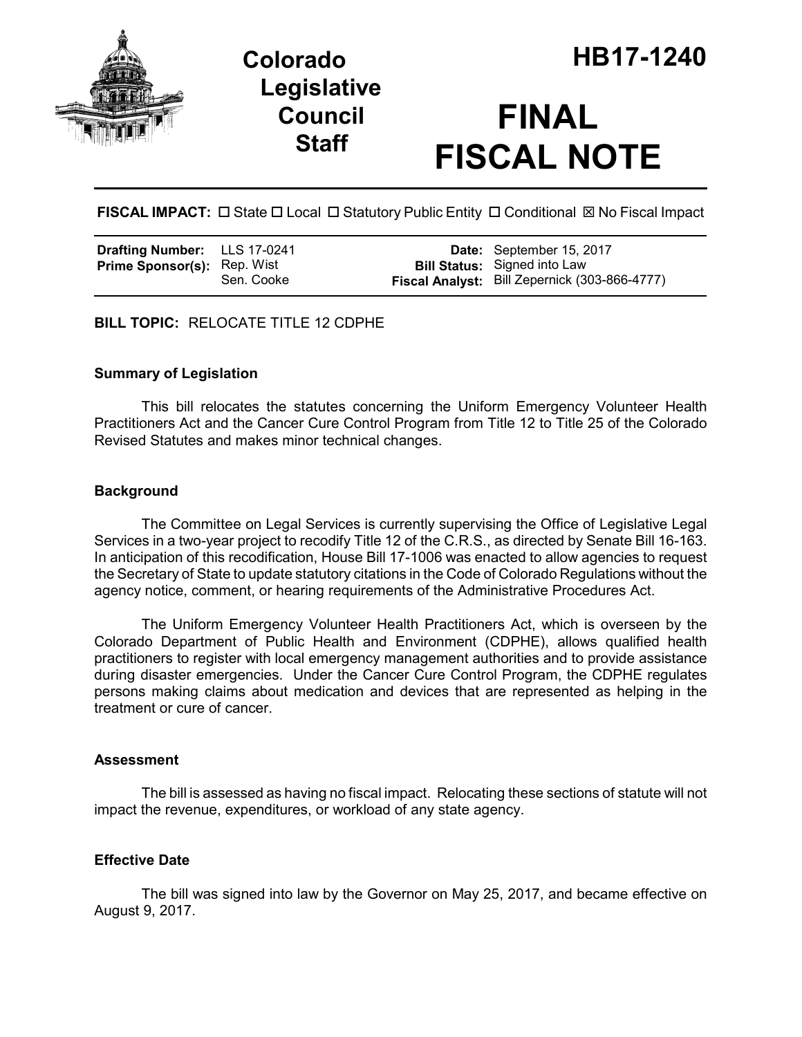# Colorado Legislative Council Staff

# HB17-1240

# FINAL FISCAL NOTE

**FISCAL IMPACT:** ☐ State ☐ Local ☐ Statutory Public Entity ☐ Conditional ☒ No Fiscal Impact

| | | | |
|---|---|---|---|
| **Drafting Number:** | LLS 17-0241 | **Date:** | September 15, 2017 |
| **Prime Sponsor(s):** | Rep. Wist<br>Sen. Cooke | **Bill Status:** | Signed into Law |
| | | **Fiscal Analyst:** | Bill Zepernick (303-866-4777) |

**BILL TOPIC:** RELOCATE TITLE 12 CDPHE

### Summary of Legislation

This bill relocates the statutes concerning the Uniform Emergency Volunteer Health Practitioners Act and the Cancer Cure Control Program from Title 12 to Title 25 of the Colorado Revised Statutes and makes minor technical changes.

### Background

The Committee on Legal Services is currently supervising the Office of Legislative Legal Services in a two-year project to recodify Title 12 of the C.R.S., as directed by Senate Bill 16-163. In anticipation of this recodification, House Bill 17-1006 was enacted to allow agencies to request the Secretary of State to update statutory citations in the Code of Colorado Regulations without the agency notice, comment, or hearing requirements of the Administrative Procedures Act.

The Uniform Emergency Volunteer Health Practitioners Act, which is overseen by the Colorado Department of Public Health and Environment (CDPHE), allows qualified health practitioners to register with local emergency management authorities and to provide assistance during disaster emergencies. Under the Cancer Cure Control Program, the CDPHE regulates persons making claims about medication and devices that are represented as helping in the treatment or cure of cancer.

### Assessment

The bill is assessed as having no fiscal impact. Relocating these sections of statute will not impact the revenue, expenditures, or workload of any state agency.

### Effective Date

The bill was signed into law by the Governor on May 25, 2017, and became effective on August 9, 2017.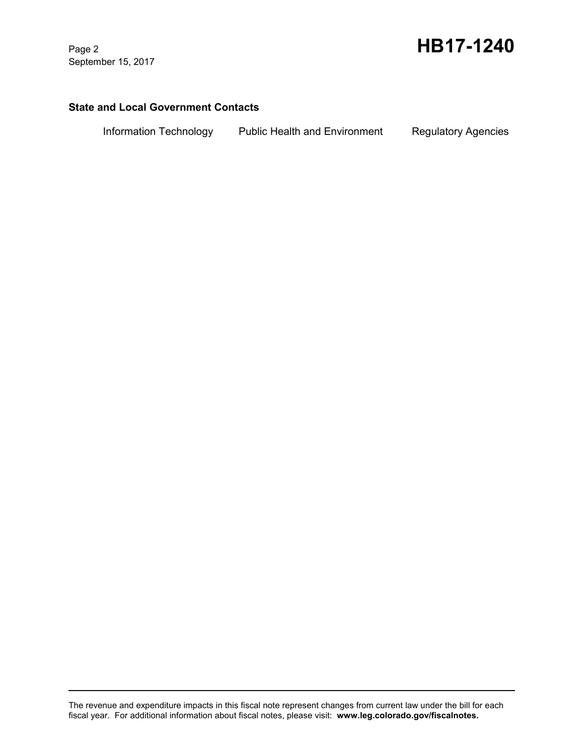## State and Local Government Contacts

Information Technology Public Health and Environment Regulatory Agencies

The revenue and expenditure impacts in this fiscal note represent changes from current law under the bill for each fiscal year. For additional information about fiscal notes, please visit: **www.leg.colorado.gov/fiscalnotes.**